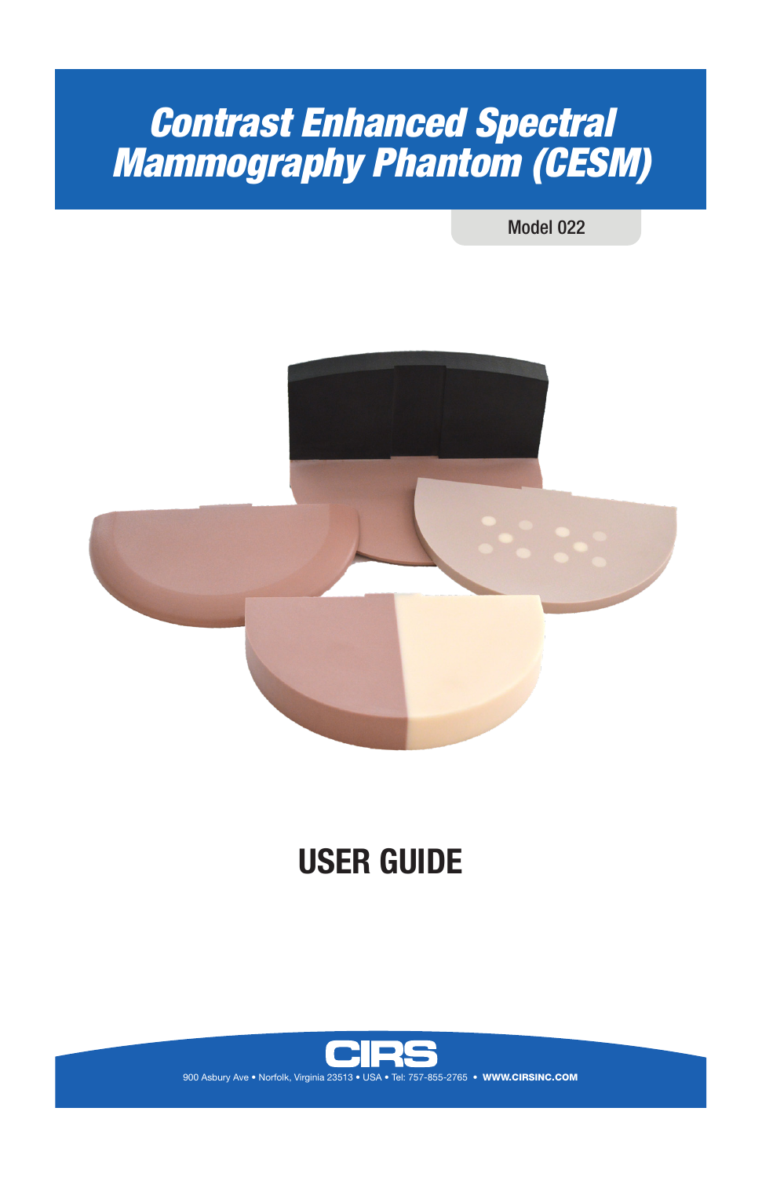# *Contrast Enhanced Spectral Mammography Phantom (CESM)*

Model 022

## USER GUIDE

CIRS

900 Asbury Ave • Norfolk, Virginia 23513 • USA • Tel: 757-855-2765 • **WWW.CIRSINC.COM**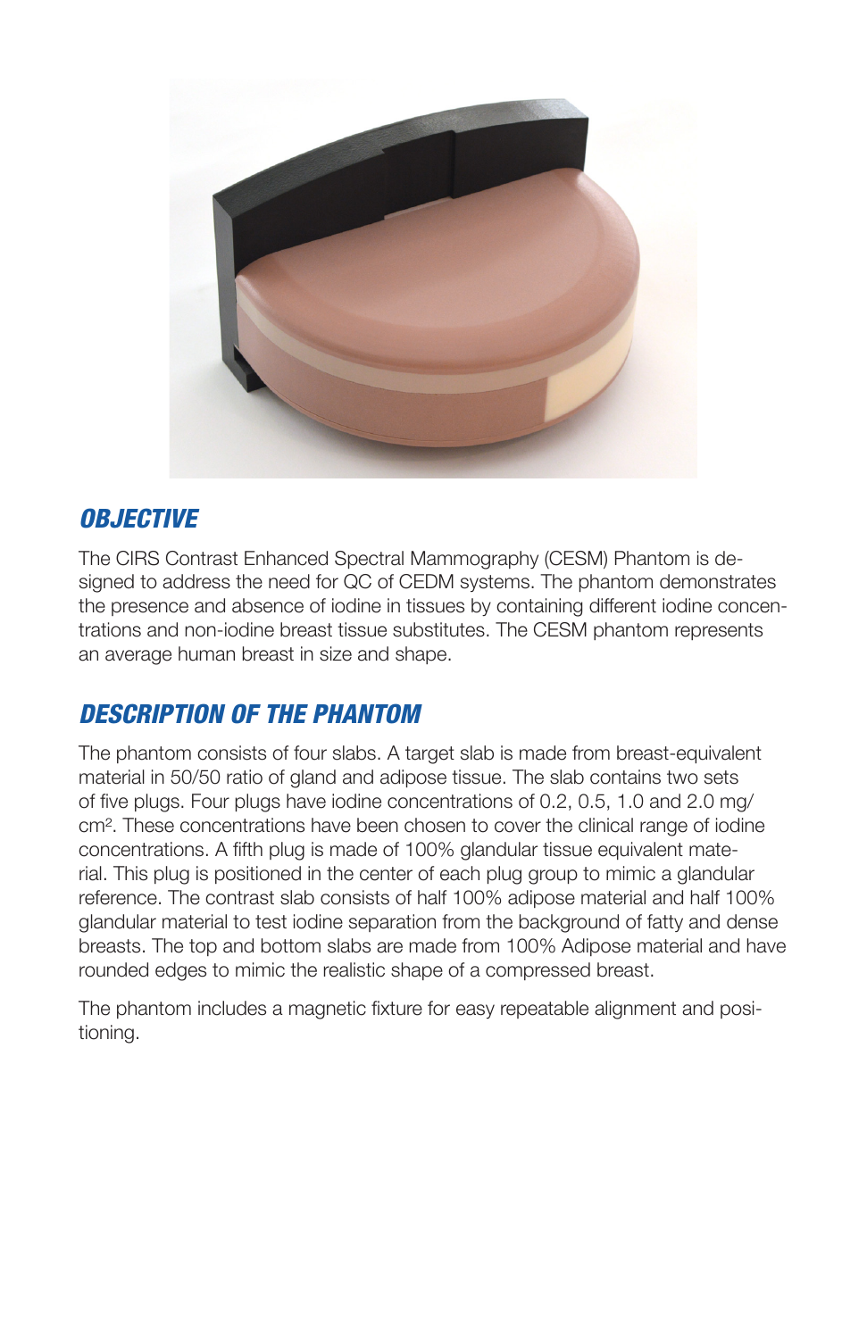## OBJECTIVE

The CIRS Contrast Enhanced Spectral Mammography (CESM) Phantom is designed to address the need for QC of CEDM systems. The phantom demonstrates the presence and absence of iodine in tissues by containing different iodine concentrations and non-iodine breast tissue substitutes. The CESM phantom represents an average human breast in size and shape.

## DESCRIPTION OF THE PHANTOM

The phantom consists of four slabs. A target slab is made from breast-equivalent material in 50/50 ratio of gland and adipose tissue. The slab contains two sets of five plugs. Four plugs have iodine concentrations of 0.2, 0.5, 1.0 and 2.0 mg/cm$^2$. These concentrations have been chosen to cover the clinical range of iodine concentrations. A fifth plug is made of 100% glandular tissue equivalent material. This plug is positioned in the center of each plug group to mimic a glandular reference. The contrast slab consists of half 100% adipose material and half 100% glandular material to test iodine separation from the background of fatty and dense breasts. The top and bottom slabs are made from 100% Adipose material and have rounded edges to mimic the realistic shape of a compressed breast.

The phantom includes a magnetic fixture for easy repeatable alignment and positioning.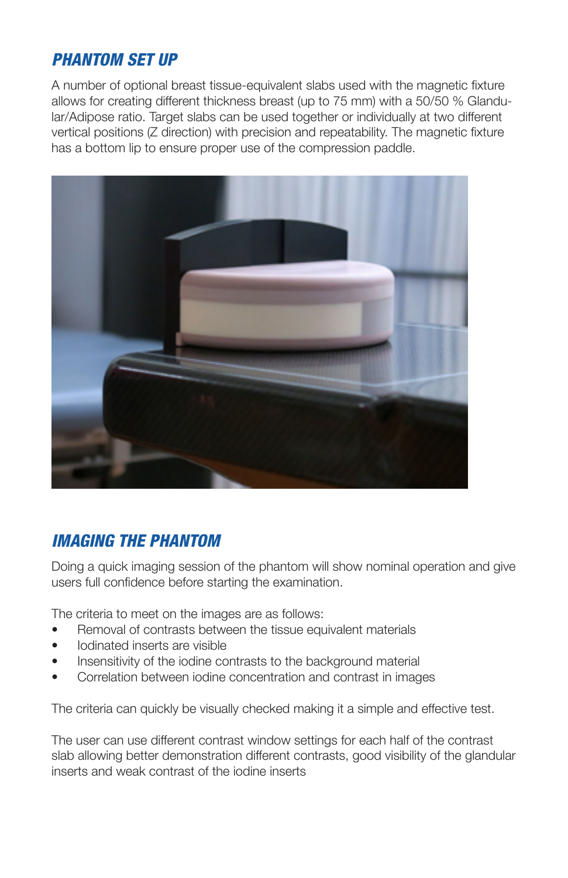## *PHANTOM SET UP*

A number of optional breast tissue-equivalent slabs used with the magnetic fixture allows for creating different thickness breast (up to 75 mm) with a 50/50 % Glandular/Adipose ratio. Target slabs can be used together or individually at two different vertical positions (Z direction) with precision and repeatability. The magnetic fixture has a bottom lip to ensure proper use of the compression paddle.

## *IMAGING THE PHANTOM*

Doing a quick imaging session of the phantom will show nominal operation and give users full confidence before starting the examination.

The criteria to meet on the images are as follows:

- Removal of contrasts between the tissue equivalent materials
- Iodinated inserts are visible
- Insensitivity of the iodine contrasts to the background material
- Correlation between iodine concentration and contrast in images

The criteria can quickly be visually checked making it a simple and effective test.

The user can use different contrast window settings for each half of the contrast slab allowing better demonstration different contrasts, good visibility of the glandular inserts and weak contrast of the iodine inserts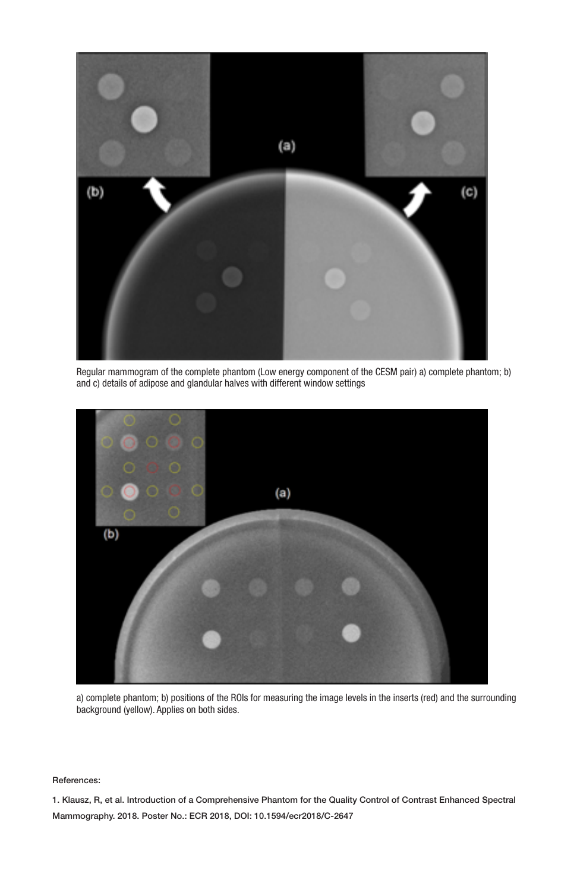Regular mammogram of the complete phantom (Low energy component of the CESM pair) a) complete phantom; b) and c) details of adipose and glandular halves with different window settings

a) complete phantom; b) positions of the ROIs for measuring the image levels in the inserts (red) and the surrounding background (yellow). Applies on both sides.

References:

1. Klausz, R, et al. Introduction of a Comprehensive Phantom for the Quality Control of Contrast Enhanced Spectral Mammography. 2018. Poster No.: ECR 2018, DOI: 10.1594/ecr2018/C-2647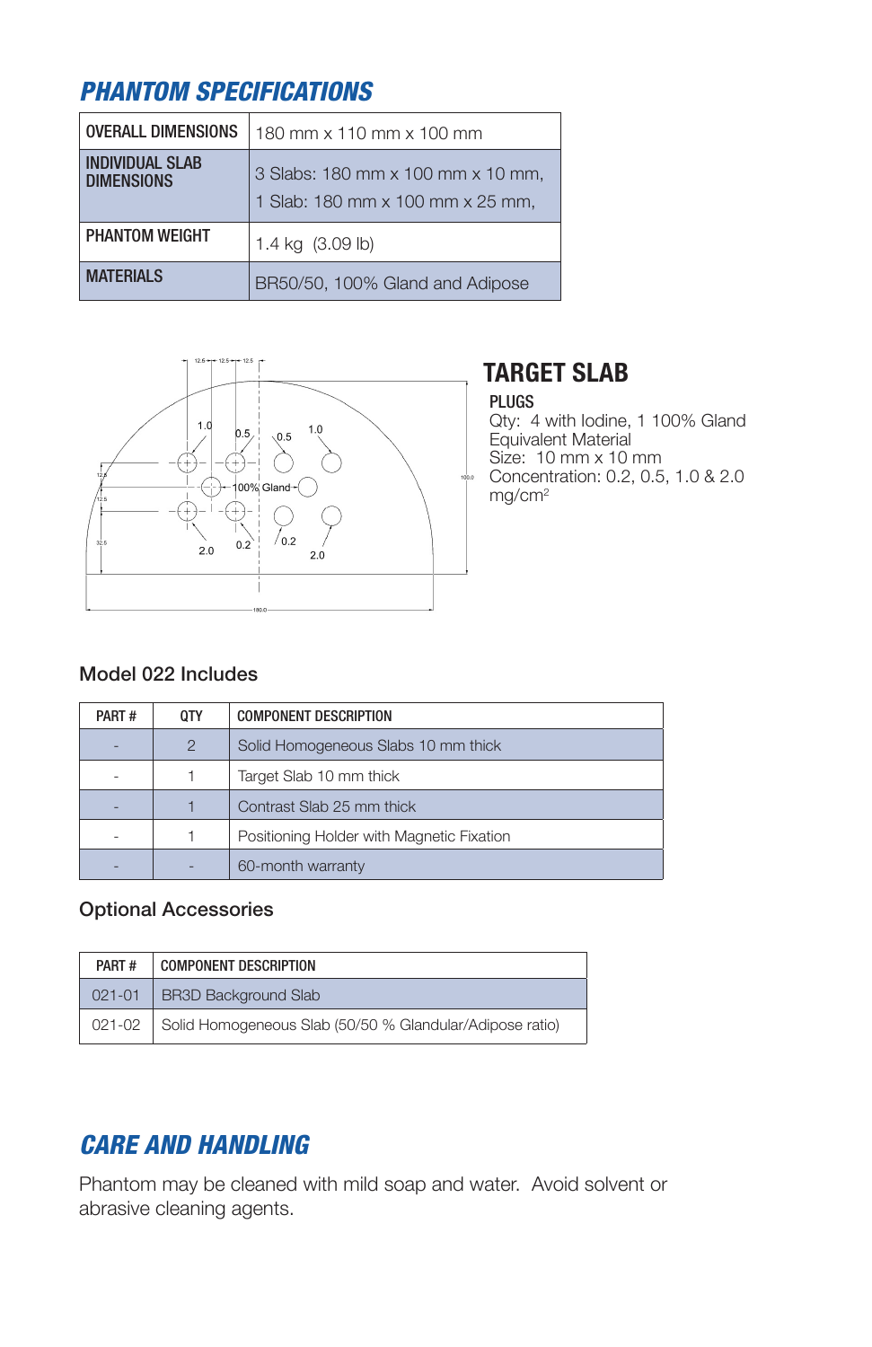## PHANTOM SPECIFICATIONS

| OVERALL DIMENSIONS | 180 mm x 110 mm x 100 mm |
| --- | --- |
| INDIVIDUAL SLAB DIMENSIONS | 3 Slabs: 180 mm x 100 mm x 10 mm, 1 Slab: 180 mm x 100 mm x 25 mm, |
| PHANTOM WEIGHT | 1.4 kg (3.09 lb) |
| MATERIALS | BR50/50, 100% Gland and Adipose |

## TARGET SLAB

**PLUGS**

Qty: 4 with Iodine, 1 100% Gland Equivalent Material
Size: 10 mm x 10 mm
Concentration: 0.2, 0.5, 1.0 & 2.0 mg/cm$^2$

### Model 022 Includes

| PART # | QTY | COMPONENT DESCRIPTION |
| --- | --- | --- |
| - | 2 | Solid Homogeneous Slabs 10 mm thick |
| - | 1 | Target Slab 10 mm thick |
| - | 1 | Contrast Slab 25 mm thick |
| - | 1 | Positioning Holder with Magnetic Fixation |
| - | - | 60-month warranty |

### Optional Accessories

| PART # | COMPONENT DESCRIPTION |
| --- | --- |
| 021-01 | BR3D Background Slab |
| 021-02 | Solid Homogeneous Slab (50/50 % Glandular/Adipose ratio) |

## CARE AND HANDLING

Phantom may be cleaned with mild soap and water. Avoid solvent or abrasive cleaning agents.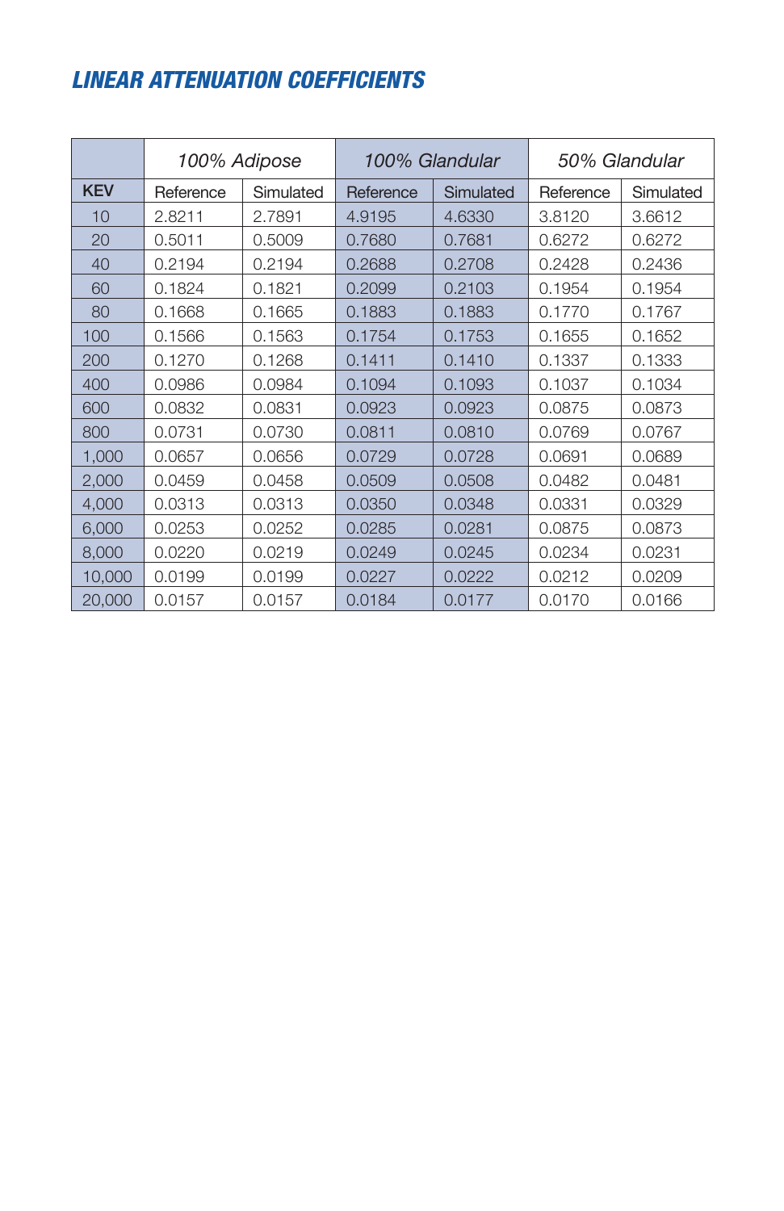## *LINEAR ATTENUATION COEFFICIENTS*

| | *100% Adipose* | | *100% Glandular* | | *50% Glandular* | |
|---|---|---|---|---|---|---|
| KEV | Reference | Simulated | Reference | Simulated | Reference | Simulated |
| 10 | 2.8211 | 2.7891 | 4.9195 | 4.6330 | 3.8120 | 3.6612 |
| 20 | 0.5011 | 0.5009 | 0.7680 | 0.7681 | 0.6272 | 0.6272 |
| 40 | 0.2194 | 0.2194 | 0.2688 | 0.2708 | 0.2428 | 0.2436 |
| 60 | 0.1824 | 0.1821 | 0.2099 | 0.2103 | 0.1954 | 0.1954 |
| 80 | 0.1668 | 0.1665 | 0.1883 | 0.1883 | 0.1770 | 0.1767 |
| 100 | 0.1566 | 0.1563 | 0.1754 | 0.1753 | 0.1655 | 0.1652 |
| 200 | 0.1270 | 0.1268 | 0.1411 | 0.1410 | 0.1337 | 0.1333 |
| 400 | 0.0986 | 0.0984 | 0.1094 | 0.1093 | 0.1037 | 0.1034 |
| 600 | 0.0832 | 0.0831 | 0.0923 | 0.0923 | 0.0875 | 0.0873 |
| 800 | 0.0731 | 0.0730 | 0.0811 | 0.0810 | 0.0769 | 0.0767 |
| 1,000 | 0.0657 | 0.0656 | 0.0729 | 0.0728 | 0.0691 | 0.0689 |
| 2,000 | 0.0459 | 0.0458 | 0.0509 | 0.0508 | 0.0482 | 0.0481 |
| 4,000 | 0.0313 | 0.0313 | 0.0350 | 0.0348 | 0.0331 | 0.0329 |
| 6,000 | 0.0253 | 0.0252 | 0.0285 | 0.0281 | 0.0875 | 0.0873 |
| 8,000 | 0.0220 | 0.0219 | 0.0249 | 0.0245 | 0.0234 | 0.0231 |
| 10,000 | 0.0199 | 0.0199 | 0.0227 | 0.0222 | 0.0212 | 0.0209 |
| 20,000 | 0.0157 | 0.0157 | 0.0184 | 0.0177 | 0.0170 | 0.0166 |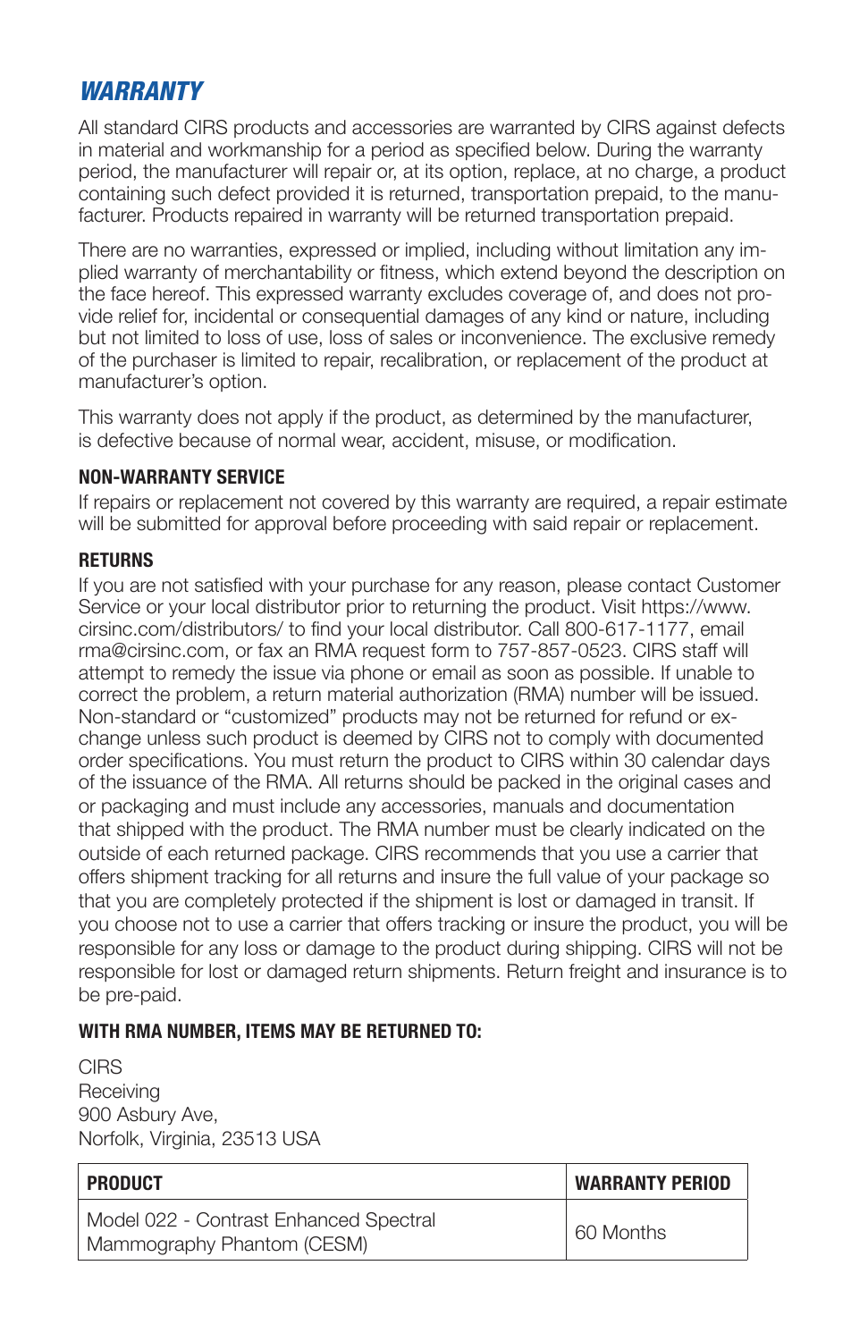## *WARRANTY*

All standard CIRS products and accessories are warranted by CIRS against defects in material and workmanship for a period as specified below. During the warranty period, the manufacturer will repair or, at its option, replace, at no charge, a product containing such defect provided it is returned, transportation prepaid, to the manufacturer. Products repaired in warranty will be returned transportation prepaid.

There are no warranties, expressed or implied, including without limitation any implied warranty of merchantability or fitness, which extend beyond the description on the face hereof. This expressed warranty excludes coverage of, and does not provide relief for, incidental or consequential damages of any kind or nature, including but not limited to loss of use, loss of sales or inconvenience. The exclusive remedy of the purchaser is limited to repair, recalibration, or replacement of the product at manufacturer's option.

This warranty does not apply if the product, as determined by the manufacturer, is defective because of normal wear, accident, misuse, or modification.

### NON-WARRANTY SERVICE

If repairs or replacement not covered by this warranty are required, a repair estimate will be submitted for approval before proceeding with said repair or replacement.

### RETURNS

If you are not satisfied with your purchase for any reason, please contact Customer Service or your local distributor prior to returning the product. Visit https://www.cirsinc.com/distributors/ to find your local distributor. Call 800-617-1177, email rma@cirsinc.com, or fax an RMA request form to 757-857-0523. CIRS staff will attempt to remedy the issue via phone or email as soon as possible. If unable to correct the problem, a return material authorization (RMA) number will be issued. Non-standard or "customized" products may not be returned for refund or exchange unless such product is deemed by CIRS not to comply with documented order specifications. You must return the product to CIRS within 30 calendar days of the issuance of the RMA. All returns should be packed in the original cases and or packaging and must include any accessories, manuals and documentation that shipped with the product. The RMA number must be clearly indicated on the outside of each returned package. CIRS recommends that you use a carrier that offers shipment tracking for all returns and insure the full value of your package so that you are completely protected if the shipment is lost or damaged in transit. If you choose not to use a carrier that offers tracking or insure the product, you will be responsible for any loss or damage to the product during shipping. CIRS will not be responsible for lost or damaged return shipments. Return freight and insurance is to be pre-paid.

### WITH RMA NUMBER, ITEMS MAY BE RETURNED TO:

CIRS
Receiving
900 Asbury Ave,
Norfolk, Virginia, 23513 USA

| PRODUCT | WARRANTY PERIOD |
|---|---|
| Model 022 - Contrast Enhanced Spectral Mammography Phantom (CESM) | 60 Months |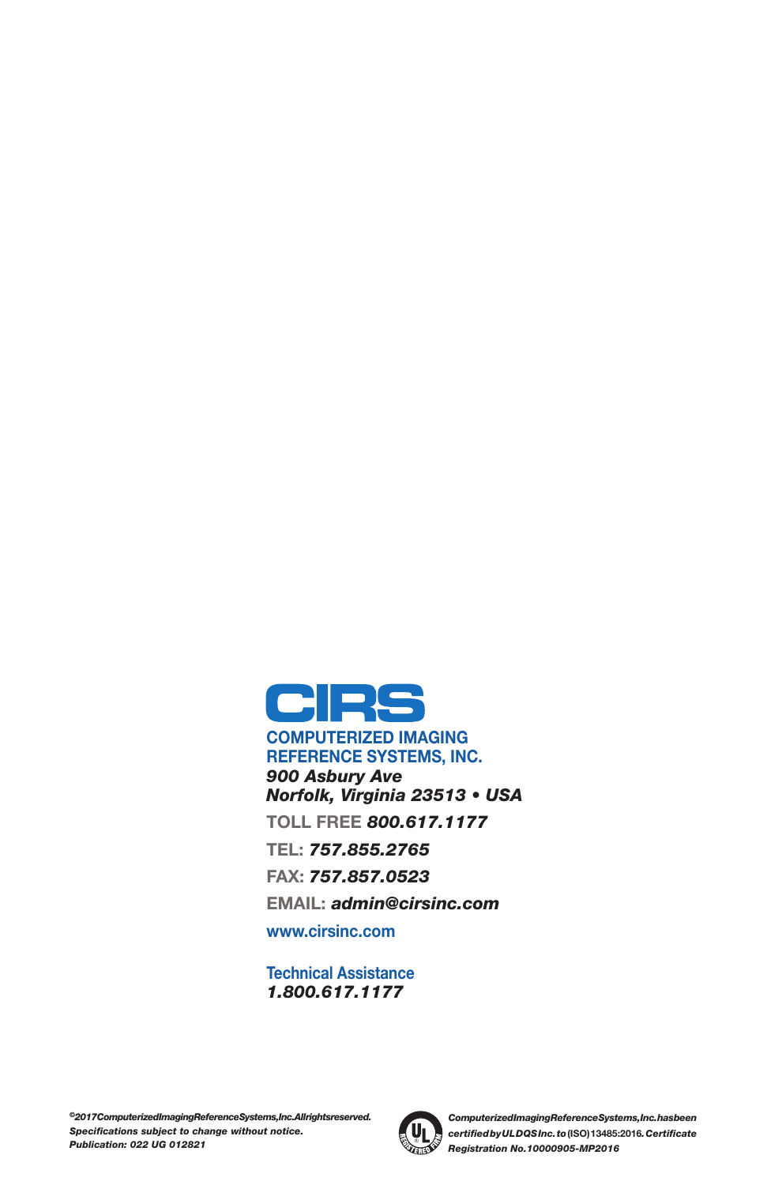**CIRS**

**COMPUTERIZED IMAGING REFERENCE SYSTEMS, INC.**

***900 Asbury Ave***
***Norfolk, Virginia 23513 • USA***

TOLL FREE ***800.617.1177***

TEL: ***757.855.2765***

FAX: ***757.857.0523***

EMAIL: ***admin@cirsinc.com***

www.cirsinc.com

Technical Assistance
***1.800.617.1177***

*©2017 Computerized Imaging Reference Systems, Inc. All rights reserved.*
*Specifications subject to change without notice.*
*Publication: 022 UG 012821*

*Computerized Imaging Reference Systems, Inc. has been certified by UL DQS Inc. to (ISO) 13485:2016. Certificate Registration No. 10000905-MP2016*